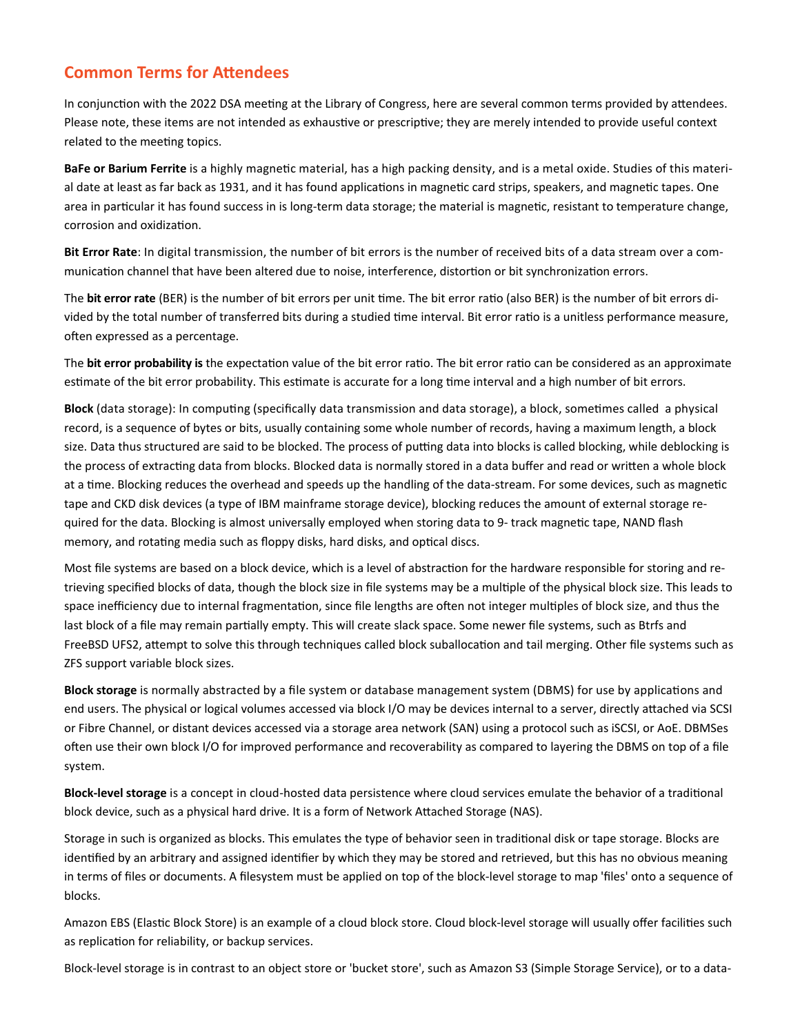## Common Terms for Attendees

In conjunction with the 2022 DSA meeting at the Library of Congress, here are several common terms provided by attendees. Please note, these items are not intended as exhaustive or prescriptive; they are merely intended to provide useful context related to the meeting topics.

**BaFe or Barium Ferrite** is a highly magnetic material, has a high packing density, and is a metal oxide. Studies of this material date at least as far back as 1931, and it has found applications in magnetic card strips, speakers, and magnetic tapes. One area in particular it has found success in is long-term data storage; the material is magnetic, resistant to temperature change, corrosion and oxidization.

**Bit Error Rate**: In digital transmission, the number of bit errors is the number of received bits of a data stream over a communication channel that have been altered due to noise, interference, distortion or bit synchronization errors.

The **bit error rate** (BER) is the number of bit errors per unit time. The bit error ratio (also BER) is the number of bit errors divided by the total number of transferred bits during a studied time interval. Bit error ratio is a unitless performance measure, often expressed as a percentage.

The **bit error probability is** the expectation value of the bit error ratio. The bit error ratio can be considered as an approximate estimate of the bit error probability. This estimate is accurate for a long time interval and a high number of bit errors.

**Block** (data storage): In computing (specifically data transmission and data storage), a block, sometimes called a physical record, is a sequence of bytes or bits, usually containing some whole number of records, having a maximum length, a block size. Data thus structured are said to be blocked. The process of putting data into blocks is called blocking, while deblocking is the process of extracting data from blocks. Blocked data is normally stored in a data buffer and read or written a whole block at a time. Blocking reduces the overhead and speeds up the handling of the data-stream. For some devices, such as magnetic tape and CKD disk devices (a type of IBM mainframe storage device), blocking reduces the amount of external storage required for the data. Blocking is almost universally employed when storing data to 9- track magnetic tape, NAND flash memory, and rotating media such as floppy disks, hard disks, and optical discs.

Most file systems are based on a block device, which is a level of abstraction for the hardware responsible for storing and retrieving specified blocks of data, though the block size in file systems may be a multiple of the physical block size. This leads to space inefficiency due to internal fragmentation, since file lengths are often not integer multiples of block size, and thus the last block of a file may remain partially empty. This will create slack space. Some newer file systems, such as Btrfs and FreeBSD UFS2, attempt to solve this through techniques called block suballocation and tail merging. Other file systems such as ZFS support variable block sizes.

**Block storage** is normally abstracted by a file system or database management system (DBMS) for use by applications and end users. The physical or logical volumes accessed via block I/O may be devices internal to a server, directly attached via SCSI or Fibre Channel, or distant devices accessed via a storage area network (SAN) using a protocol such as iSCSI, or AoE. DBMSes often use their own block I/O for improved performance and recoverability as compared to layering the DBMS on top of a file system.

**Block-level storage** is a concept in cloud-hosted data persistence where cloud services emulate the behavior of a traditional block device, such as a physical hard drive. It is a form of Network Attached Storage (NAS).

Storage in such is organized as blocks. This emulates the type of behavior seen in traditional disk or tape storage. Blocks are identified by an arbitrary and assigned identifier by which they may be stored and retrieved, but this has no obvious meaning in terms of files or documents. A filesystem must be applied on top of the block-level storage to map 'files' onto a sequence of blocks.

Amazon EBS (Elastic Block Store) is an example of a cloud block store. Cloud block-level storage will usually offer facilities such as replication for reliability, or backup services.

Block-level storage is in contrast to an object store or 'bucket store', such as Amazon S3 (Simple Storage Service), or to a data-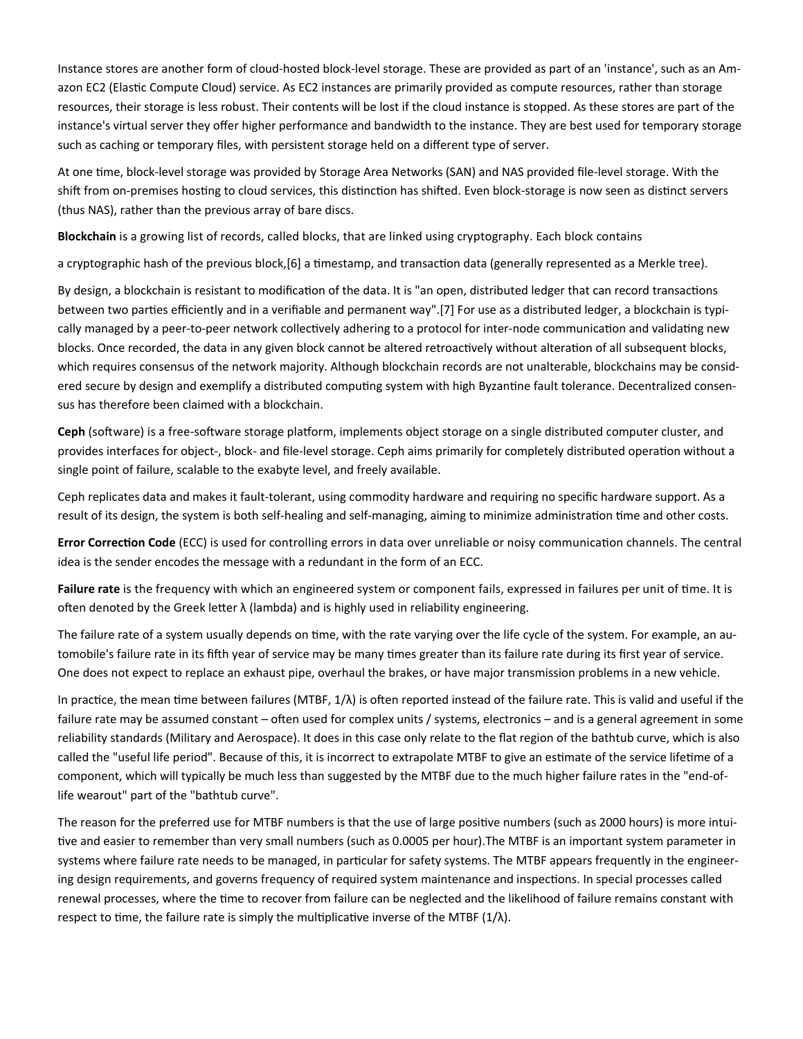Instance stores are another form of cloud-hosted block-level storage. These are provided as part of an 'instance', such as an Amazon EC2 (Elastic Compute Cloud) service. As EC2 instances are primarily provided as compute resources, rather than storage resources, their storage is less robust. Their contents will be lost if the cloud instance is stopped. As these stores are part of the instance's virtual server they offer higher performance and bandwidth to the instance. They are best used for temporary storage such as caching or temporary files, with persistent storage held on a different type of server.

At one time, block-level storage was provided by Storage Area Networks (SAN) and NAS provided file-level storage. With the shift from on-premises hosting to cloud services, this distinction has shifted. Even block-storage is now seen as distinct servers (thus NAS), rather than the previous array of bare discs.

**Blockchain** is a growing list of records, called blocks, that are linked using cryptography. Each block contains

a cryptographic hash of the previous block,[6] a timestamp, and transaction data (generally represented as a Merkle tree).

By design, a blockchain is resistant to modification of the data. It is "an open, distributed ledger that can record transactions between two parties efficiently and in a verifiable and permanent way".[7] For use as a distributed ledger, a blockchain is typically managed by a peer-to-peer network collectively adhering to a protocol for inter-node communication and validating new blocks. Once recorded, the data in any given block cannot be altered retroactively without alteration of all subsequent blocks, which requires consensus of the network majority. Although blockchain records are not unalterable, blockchains may be considered secure by design and exemplify a distributed computing system with high Byzantine fault tolerance. Decentralized consensus has therefore been claimed with a blockchain.

**Ceph** (software) is a free-software storage platform, implements object storage on a single distributed computer cluster, and provides interfaces for object-, block- and file-level storage. Ceph aims primarily for completely distributed operation without a single point of failure, scalable to the exabyte level, and freely available.

Ceph replicates data and makes it fault-tolerant, using commodity hardware and requiring no specific hardware support. As a result of its design, the system is both self-healing and self-managing, aiming to minimize administration time and other costs.

**Error Correction Code** (ECC) is used for controlling errors in data over unreliable or noisy communication channels. The central idea is the sender encodes the message with a redundant in the form of an ECC.

**Failure rate** is the frequency with which an engineered system or component fails, expressed in failures per unit of time. It is often denoted by the Greek letter λ (lambda) and is highly used in reliability engineering.

The failure rate of a system usually depends on time, with the rate varying over the life cycle of the system. For example, an automobile's failure rate in its fifth year of service may be many times greater than its failure rate during its first year of service. One does not expect to replace an exhaust pipe, overhaul the brakes, or have major transmission problems in a new vehicle.

In practice, the mean time between failures (MTBF, $1/\lambda$) is often reported instead of the failure rate. This is valid and useful if the failure rate may be assumed constant – often used for complex units / systems, electronics – and is a general agreement in some reliability standards (Military and Aerospace). It does in this case only relate to the flat region of the bathtub curve, which is also called the "useful life period". Because of this, it is incorrect to extrapolate MTBF to give an estimate of the service lifetime of a component, which will typically be much less than suggested by the MTBF due to the much higher failure rates in the "end-of-life wearout" part of the "bathtub curve".

The reason for the preferred use for MTBF numbers is that the use of large positive numbers (such as 2000 hours) is more intuitive and easier to remember than very small numbers (such as 0.0005 per hour).The MTBF is an important system parameter in systems where failure rate needs to be managed, in particular for safety systems. The MTBF appears frequently in the engineering design requirements, and governs frequency of required system maintenance and inspections. In special processes called renewal processes, where the time to recover from failure can be neglected and the likelihood of failure remains constant with respect to time, the failure rate is simply the multiplicative inverse of the MTBF ($1/\lambda$).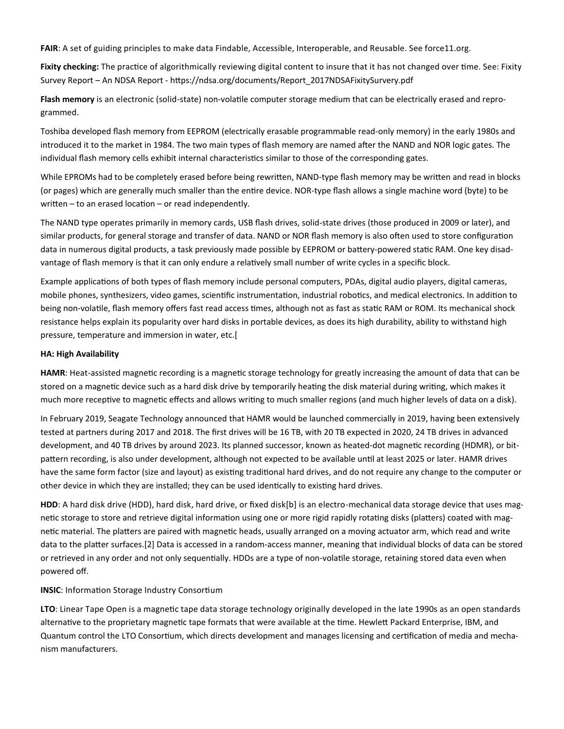**FAIR**: A set of guiding principles to make data Findable, Accessible, Interoperable, and Reusable. See force11.org.

**Fixity checking:** The practice of algorithmically reviewing digital content to insure that it has not changed over time. See: Fixity Survey Report – An NDSA Report - https://ndsa.org/documents/Report_2017NDSAFixitySurvery.pdf

**Flash memory** is an electronic (solid-state) non-volatile computer storage medium that can be electrically erased and reprogrammed.

Toshiba developed flash memory from EEPROM (electrically erasable programmable read-only memory) in the early 1980s and introduced it to the market in 1984. The two main types of flash memory are named after the NAND and NOR logic gates. The individual flash memory cells exhibit internal characteristics similar to those of the corresponding gates.

While EPROMs had to be completely erased before being rewritten, NAND-type flash memory may be written and read in blocks (or pages) which are generally much smaller than the entire device. NOR-type flash allows a single machine word (byte) to be written – to an erased location – or read independently.

The NAND type operates primarily in memory cards, USB flash drives, solid-state drives (those produced in 2009 or later), and similar products, for general storage and transfer of data. NAND or NOR flash memory is also often used to store configuration data in numerous digital products, a task previously made possible by EEPROM or battery-powered static RAM. One key disadvantage of flash memory is that it can only endure a relatively small number of write cycles in a specific block.

Example applications of both types of flash memory include personal computers, PDAs, digital audio players, digital cameras, mobile phones, synthesizers, video games, scientific instrumentation, industrial robotics, and medical electronics. In addition to being non-volatile, flash memory offers fast read access times, although not as fast as static RAM or ROM. Its mechanical shock resistance helps explain its popularity over hard disks in portable devices, as does its high durability, ability to withstand high pressure, temperature and immersion in water, etc.[

**HA: High Availability**

**HAMR**: Heat-assisted magnetic recording is a magnetic storage technology for greatly increasing the amount of data that can be stored on a magnetic device such as a hard disk drive by temporarily heating the disk material during writing, which makes it much more receptive to magnetic effects and allows writing to much smaller regions (and much higher levels of data on a disk).

In February 2019, Seagate Technology announced that HAMR would be launched commercially in 2019, having been extensively tested at partners during 2017 and 2018. The first drives will be 16 TB, with 20 TB expected in 2020, 24 TB drives in advanced development, and 40 TB drives by around 2023. Its planned successor, known as heated-dot magnetic recording (HDMR), or bit-pattern recording, is also under development, although not expected to be available until at least 2025 or later. HAMR drives have the same form factor (size and layout) as existing traditional hard drives, and do not require any change to the computer or other device in which they are installed; they can be used identically to existing hard drives.

**HDD**: A hard disk drive (HDD), hard disk, hard drive, or fixed disk[b] is an electro-mechanical data storage device that uses magnetic storage to store and retrieve digital information using one or more rigid rapidly rotating disks (platters) coated with magnetic material. The platters are paired with magnetic heads, usually arranged on a moving actuator arm, which read and write data to the platter surfaces.[2] Data is accessed in a random-access manner, meaning that individual blocks of data can be stored or retrieved in any order and not only sequentially. HDDs are a type of non-volatile storage, retaining stored data even when powered off.

**INSIC**: Information Storage Industry Consortium

**LTO**: Linear Tape Open is a magnetic tape data storage technology originally developed in the late 1990s as an open standards alternative to the proprietary magnetic tape formats that were available at the time. Hewlett Packard Enterprise, IBM, and Quantum control the LTO Consortium, which directs development and manages licensing and certification of media and mechanism manufacturers.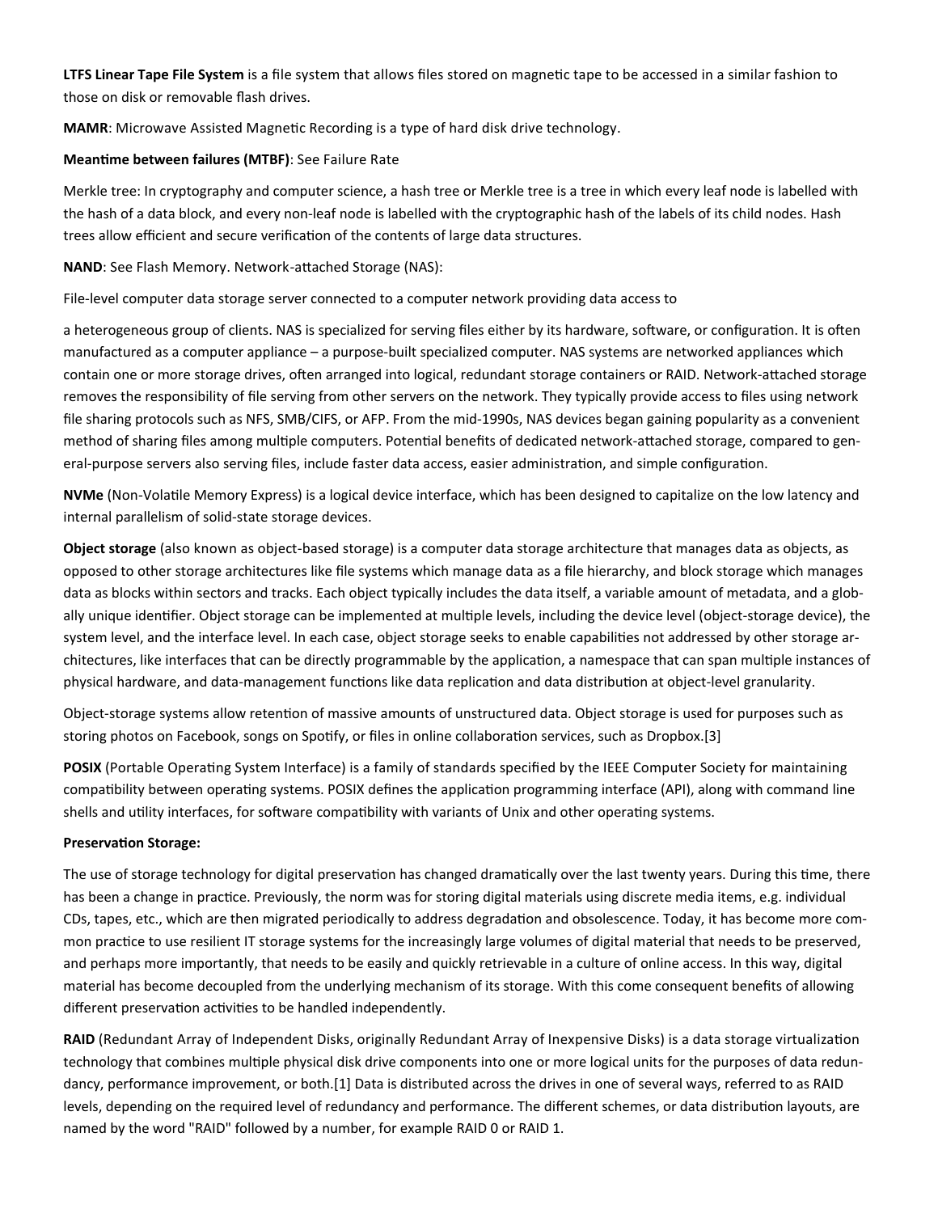**LTFS Linear Tape File System** is a file system that allows files stored on magnetic tape to be accessed in a similar fashion to those on disk or removable flash drives.

**MAMR**: Microwave Assisted Magnetic Recording is a type of hard disk drive technology.

**Meantime between failures (MTBF)**: See Failure Rate

Merkle tree: In cryptography and computer science, a hash tree or Merkle tree is a tree in which every leaf node is labelled with the hash of a data block, and every non-leaf node is labelled with the cryptographic hash of the labels of its child nodes. Hash trees allow efficient and secure verification of the contents of large data structures.

**NAND**: See Flash Memory. Network-attached Storage (NAS):

File-level computer data storage server connected to a computer network providing data access to

a heterogeneous group of clients. NAS is specialized for serving files either by its hardware, software, or configuration. It is often manufactured as a computer appliance – a purpose-built specialized computer. NAS systems are networked appliances which contain one or more storage drives, often arranged into logical, redundant storage containers or RAID. Network-attached storage removes the responsibility of file serving from other servers on the network. They typically provide access to files using network file sharing protocols such as NFS, SMB/CIFS, or AFP. From the mid-1990s, NAS devices began gaining popularity as a convenient method of sharing files among multiple computers. Potential benefits of dedicated network-attached storage, compared to general-purpose servers also serving files, include faster data access, easier administration, and simple configuration.

**NVMe** (Non-Volatile Memory Express) is a logical device interface, which has been designed to capitalize on the low latency and internal parallelism of solid-state storage devices.

**Object storage** (also known as object-based storage) is a computer data storage architecture that manages data as objects, as opposed to other storage architectures like file systems which manage data as a file hierarchy, and block storage which manages data as blocks within sectors and tracks. Each object typically includes the data itself, a variable amount of metadata, and a globally unique identifier. Object storage can be implemented at multiple levels, including the device level (object-storage device), the system level, and the interface level. In each case, object storage seeks to enable capabilities not addressed by other storage architectures, like interfaces that can be directly programmable by the application, a namespace that can span multiple instances of physical hardware, and data-management functions like data replication and data distribution at object-level granularity.

Object-storage systems allow retention of massive amounts of unstructured data. Object storage is used for purposes such as storing photos on Facebook, songs on Spotify, or files in online collaboration services, such as Dropbox.[3]

**POSIX** (Portable Operating System Interface) is a family of standards specified by the IEEE Computer Society for maintaining compatibility between operating systems. POSIX defines the application programming interface (API), along with command line shells and utility interfaces, for software compatibility with variants of Unix and other operating systems.

**Preservation Storage:**

The use of storage technology for digital preservation has changed dramatically over the last twenty years. During this time, there has been a change in practice. Previously, the norm was for storing digital materials using discrete media items, e.g. individual CDs, tapes, etc., which are then migrated periodically to address degradation and obsolescence. Today, it has become more common practice to use resilient IT storage systems for the increasingly large volumes of digital material that needs to be preserved, and perhaps more importantly, that needs to be easily and quickly retrievable in a culture of online access. In this way, digital material has become decoupled from the underlying mechanism of its storage. With this come consequent benefits of allowing different preservation activities to be handled independently.

**RAID** (Redundant Array of Independent Disks, originally Redundant Array of Inexpensive Disks) is a data storage virtualization technology that combines multiple physical disk drive components into one or more logical units for the purposes of data redundancy, performance improvement, or both.[1] Data is distributed across the drives in one of several ways, referred to as RAID levels, depending on the required level of redundancy and performance. The different schemes, or data distribution layouts, are named by the word "RAID" followed by a number, for example RAID 0 or RAID 1.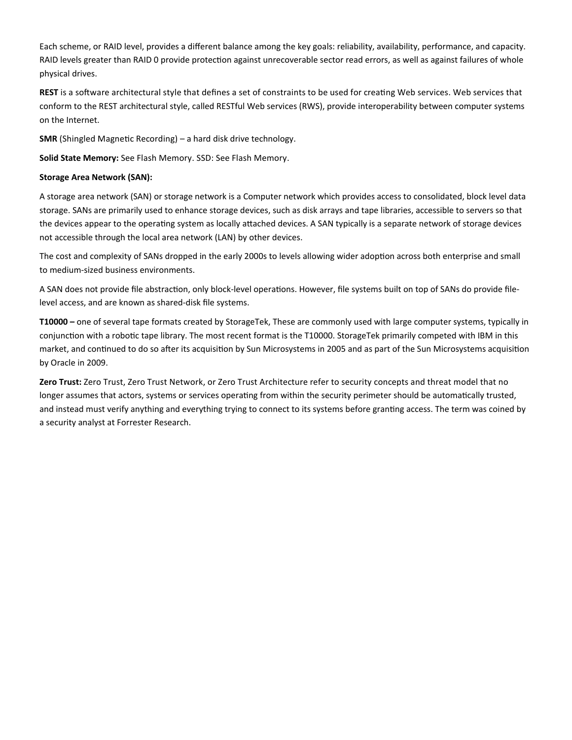Each scheme, or RAID level, provides a different balance among the key goals: reliability, availability, performance, and capacity. RAID levels greater than RAID 0 provide protection against unrecoverable sector read errors, as well as against failures of whole physical drives.

**REST** is a software architectural style that defines a set of constraints to be used for creating Web services. Web services that conform to the REST architectural style, called RESTful Web services (RWS), provide interoperability between computer systems on the Internet.

**SMR** (Shingled Magnetic Recording) – a hard disk drive technology.

**Solid State Memory:** See Flash Memory. SSD: See Flash Memory.

**Storage Area Network (SAN):**

A storage area network (SAN) or storage network is a Computer network which provides access to consolidated, block level data storage. SANs are primarily used to enhance storage devices, such as disk arrays and tape libraries, accessible to servers so that the devices appear to the operating system as locally attached devices. A SAN typically is a separate network of storage devices not accessible through the local area network (LAN) by other devices.

The cost and complexity of SANs dropped in the early 2000s to levels allowing wider adoption across both enterprise and small to medium-sized business environments.

A SAN does not provide file abstraction, only block-level operations. However, file systems built on top of SANs do provide file-level access, and are known as shared-disk file systems.

**T10000 –** one of several tape formats created by StorageTek, These are commonly used with large computer systems, typically in conjunction with a robotic tape library. The most recent format is the T10000. StorageTek primarily competed with IBM in this market, and continued to do so after its acquisition by Sun Microsystems in 2005 and as part of the Sun Microsystems acquisition by Oracle in 2009.

**Zero Trust:** Zero Trust, Zero Trust Network, or Zero Trust Architecture refer to security concepts and threat model that no longer assumes that actors, systems or services operating from within the security perimeter should be automatically trusted, and instead must verify anything and everything trying to connect to its systems before granting access. The term was coined by a security analyst at Forrester Research.